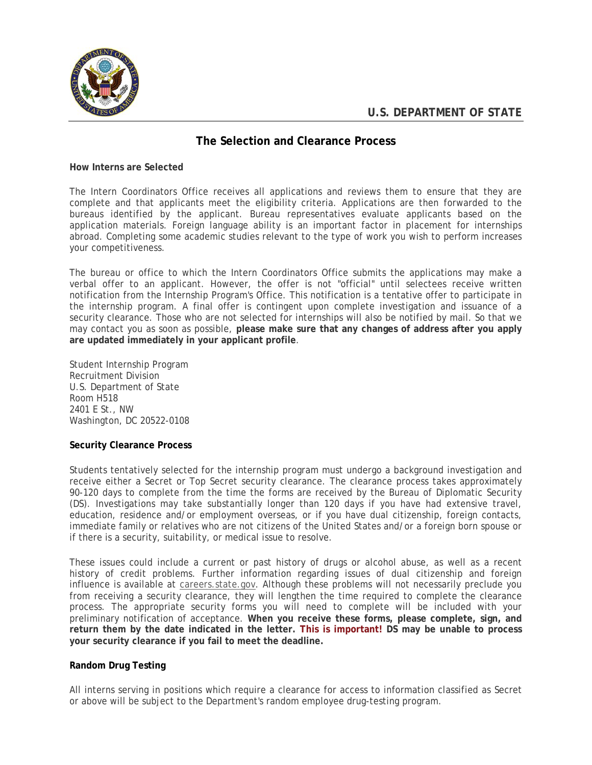**U.S. DEPARTMENT OF STATE**

# The Selection and Clearance Process

### How Interns are Selected

The Intern Coordinators Office receives all applications and reviews them to ensure that they are complete and that applicants meet the eligibility criteria. Applications are then forwarded to the bureaus identified by the applicant. Bureau representatives evaluate applicants based on the application materials. Foreign language ability is an important factor in placement for internships abroad. Completing some academic studies relevant to the type of work you wish to perform increases your competitiveness.

The bureau or office to which the Intern Coordinators Office submits the applications may make a verbal offer to an applicant. However, the offer is not "official" until selectees receive written notification from the Internship Program's Office. This notification is a tentative offer to participate in the internship program. A final offer is contingent upon complete investigation and issuance of a security clearance. Those who are not selected for internships will also be notified by mail. So that we may contact you as soon as possible, **please make sure that any changes of address after you apply are updated immediately in your applicant profile**.

Student Internship Program
Recruitment Division
U.S. Department of State
Room H518
2401 E St., NW
Washington, DC 20522-0108

### Security Clearance Process

Students tentatively selected for the internship program must undergo a background investigation and receive either a Secret or Top Secret security clearance. The clearance process takes approximately 90-120 days to complete from the time the forms are received by the Bureau of Diplomatic Security (DS). Investigations may take substantially longer than 120 days if you have had extensive travel, education, residence and/or employment overseas, or if you have dual citizenship, foreign contacts, immediate family or relatives who are not citizens of the United States and/or a foreign born spouse or if there is a security, suitability, or medical issue to resolve.

These issues could include a current or past history of drugs or alcohol abuse, as well as a recent history of credit problems. Further information regarding issues of dual citizenship and foreign influence is available at careers.state.gov. Although these problems will not necessarily preclude you from receiving a security clearance, they will lengthen the time required to complete the clearance process. The appropriate security forms you will need to complete will be included with your preliminary notification of acceptance. **When you receive these forms, please complete, sign, and return them by the date indicated in the letter. This is important! DS may be unable to process your security clearance if you fail to meet the deadline.**

### Random Drug Testing

All interns serving in positions which require a clearance for access to information classified as Secret or above will be subject to the Department's random employee drug-testing program.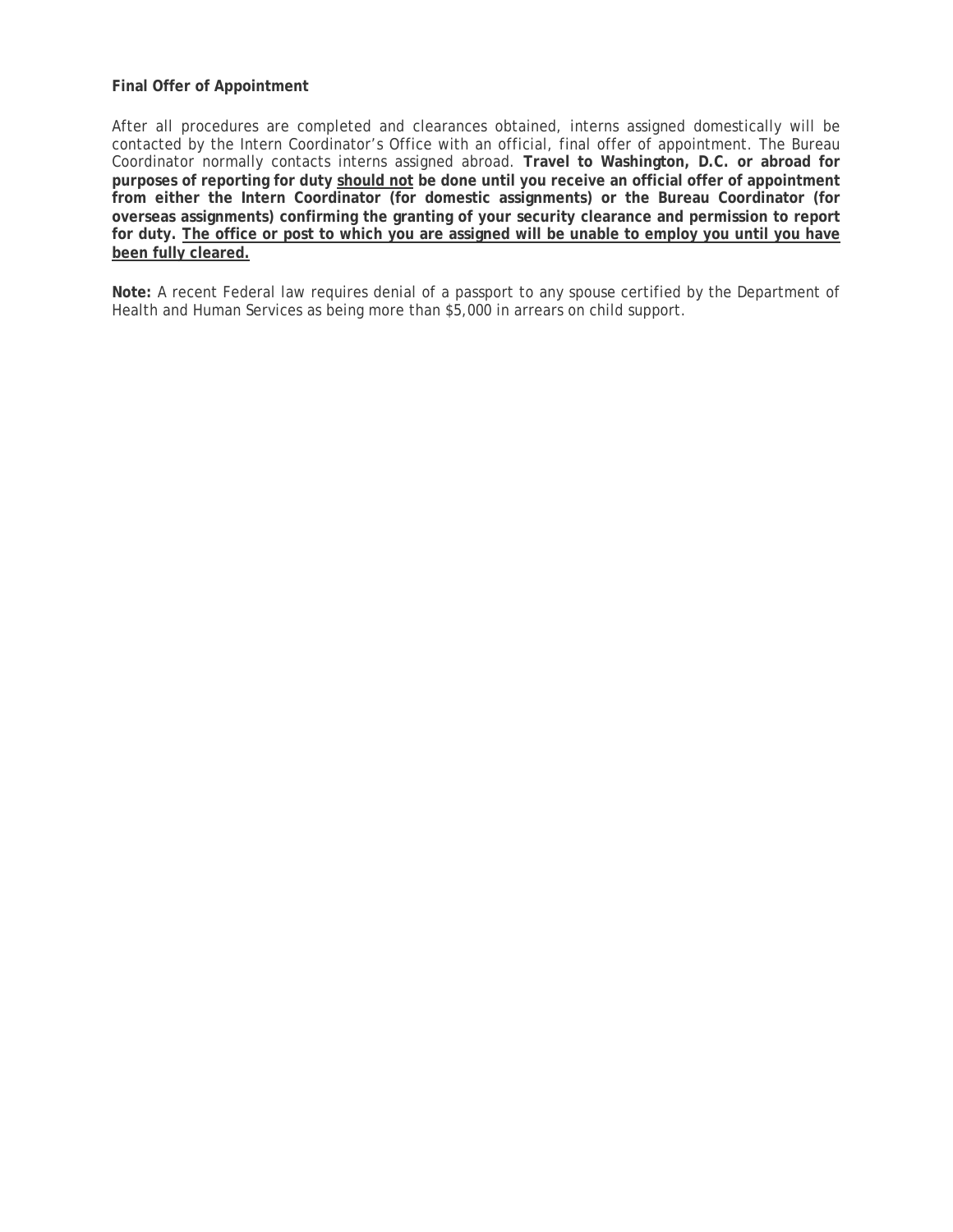**Final Offer of Appointment**

After all procedures are completed and clearances obtained, interns assigned domestically will be contacted by the Intern Coordinator's Office with an official, final offer of appointment. The Bureau Coordinator normally contacts interns assigned abroad. **Travel to Washington, D.C. or abroad for purposes of reporting for duty <u>should not</u> be done until you receive an official offer of appointment from either the Intern Coordinator (for domestic assignments) or the Bureau Coordinator (for overseas assignments) confirming the granting of your security clearance and permission to report for duty. <u>The office or post to which you are assigned will be unable to employ you until you have been fully cleared.</u>**

**Note:** A recent Federal law requires denial of a passport to any spouse certified by the Department of Health and Human Services as being more than $5,000 in arrears on child support.